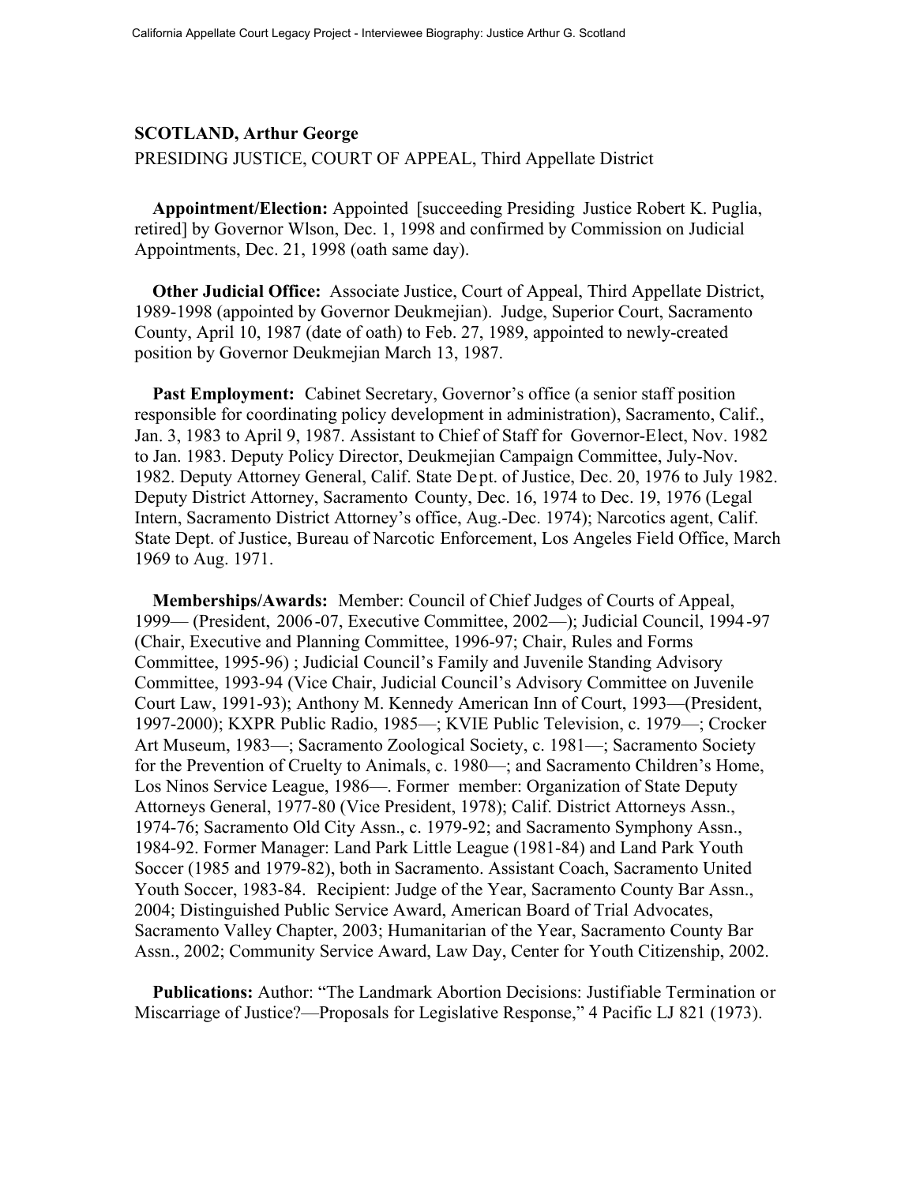**SCOTLAND, Arthur George**

PRESIDING JUSTICE, COURT OF APPEAL, Third Appellate District

**Appointment/Election:** Appointed [succeeding Presiding Justice Robert K. Puglia, retired] by Governor Wlson, Dec. 1, 1998 and confirmed by Commission on Judicial Appointments, Dec. 21, 1998 (oath same day).

**Other Judicial Office:** Associate Justice, Court of Appeal, Third Appellate District, 1989-1998 (appointed by Governor Deukmejian). Judge, Superior Court, Sacramento County, April 10, 1987 (date of oath) to Feb. 27, 1989, appointed to newly-created position by Governor Deukmejian March 13, 1987.

**Past Employment:** Cabinet Secretary, Governor's office (a senior staff position responsible for coordinating policy development in administration), Sacramento, Calif., Jan. 3, 1983 to April 9, 1987. Assistant to Chief of Staff for Governor-Elect, Nov. 1982 to Jan. 1983. Deputy Policy Director, Deukmejian Campaign Committee, July-Nov. 1982. Deputy Attorney General, Calif. State Dept. of Justice, Dec. 20, 1976 to July 1982. Deputy District Attorney, Sacramento County, Dec. 16, 1974 to Dec. 19, 1976 (Legal Intern, Sacramento District Attorney's office, Aug.-Dec. 1974); Narcotics agent, Calif. State Dept. of Justice, Bureau of Narcotic Enforcement, Los Angeles Field Office, March 1969 to Aug. 1971.

**Memberships/Awards:** Member: Council of Chief Judges of Courts of Appeal, 1999— (President, 2006-07, Executive Committee, 2002—); Judicial Council, 1994-97 (Chair, Executive and Planning Committee, 1996-97; Chair, Rules and Forms Committee, 1995-96) ; Judicial Council's Family and Juvenile Standing Advisory Committee, 1993-94 (Vice Chair, Judicial Council's Advisory Committee on Juvenile Court Law, 1991-93); Anthony M. Kennedy American Inn of Court, 1993—(President, 1997-2000); KXPR Public Radio, 1985—; KVIE Public Television, c. 1979—; Crocker Art Museum, 1983—; Sacramento Zoological Society, c. 1981—; Sacramento Society for the Prevention of Cruelty to Animals, c. 1980—; and Sacramento Children's Home, Los Ninos Service League, 1986—. Former member: Organization of State Deputy Attorneys General, 1977-80 (Vice President, 1978); Calif. District Attorneys Assn., 1974-76; Sacramento Old City Assn., c. 1979-92; and Sacramento Symphony Assn., 1984-92. Former Manager: Land Park Little League (1981-84) and Land Park Youth Soccer (1985 and 1979-82), both in Sacramento. Assistant Coach, Sacramento United Youth Soccer, 1983-84. Recipient: Judge of the Year, Sacramento County Bar Assn., 2004; Distinguished Public Service Award, American Board of Trial Advocates, Sacramento Valley Chapter, 2003; Humanitarian of the Year, Sacramento County Bar Assn., 2002; Community Service Award, Law Day, Center for Youth Citizenship, 2002.

**Publications:** Author: "The Landmark Abortion Decisions: Justifiable Termination or Miscarriage of Justice?—Proposals for Legislative Response," 4 Pacific LJ 821 (1973).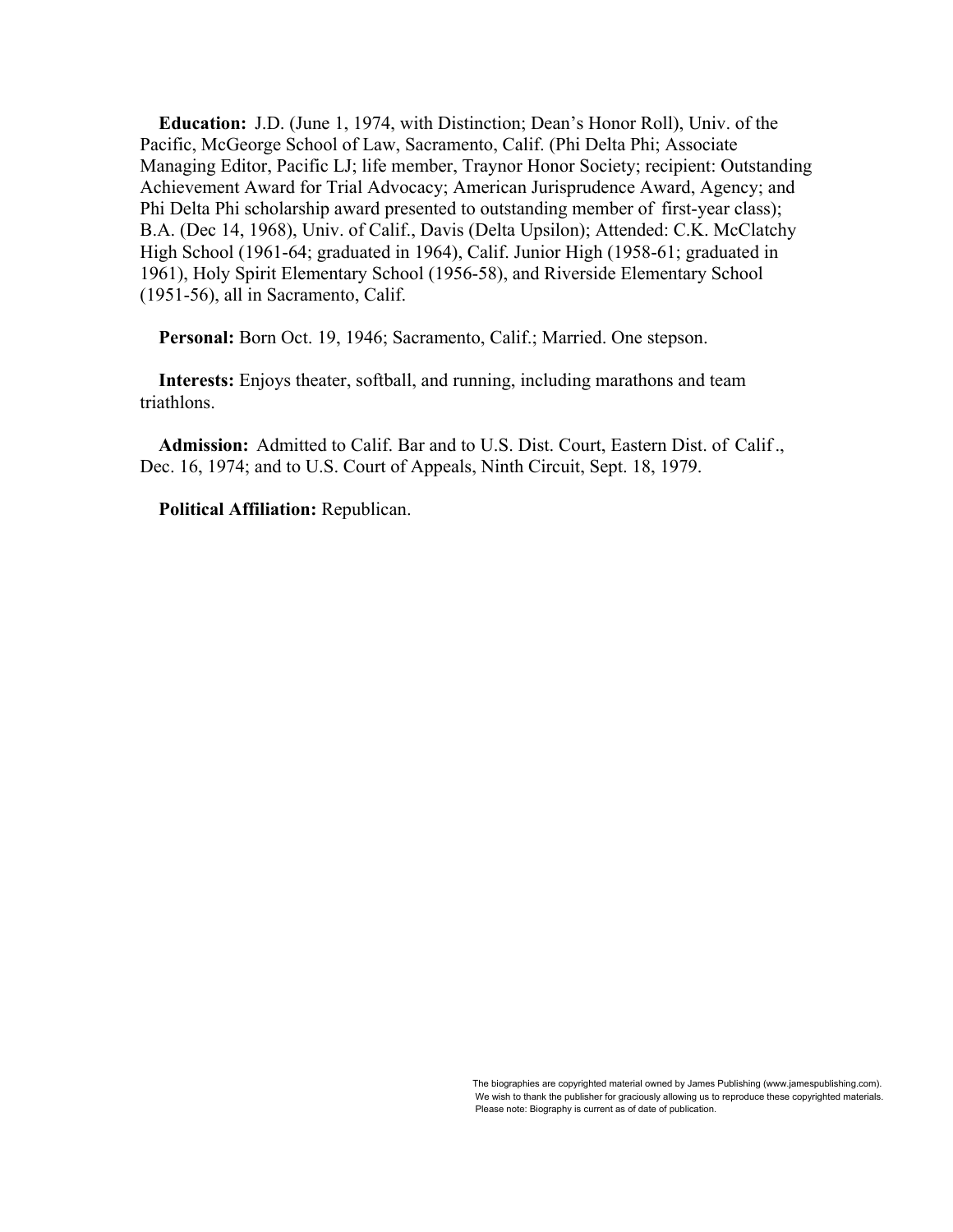**Education:** J.D. (June 1, 1974, with Distinction; Dean's Honor Roll), Univ. of the Pacific, McGeorge School of Law, Sacramento, Calif. (Phi Delta Phi; Associate Managing Editor, Pacific LJ; life member, Traynor Honor Society; recipient: Outstanding Achievement Award for Trial Advocacy; American Jurisprudence Award, Agency; and Phi Delta Phi scholarship award presented to outstanding member of first-year class); B.A. (Dec 14, 1968), Univ. of Calif., Davis (Delta Upsilon); Attended: C.K. McClatchy High School (1961-64; graduated in 1964), Calif. Junior High (1958-61; graduated in 1961), Holy Spirit Elementary School (1956-58), and Riverside Elementary School (1951-56), all in Sacramento, Calif.

**Personal:** Born Oct. 19, 1946; Sacramento, Calif.; Married. One stepson.

**Interests:** Enjoys theater, softball, and running, including marathons and team triathlons.

**Admission:** Admitted to Calif. Bar and to U.S. Dist. Court, Eastern Dist. of Calif., Dec. 16, 1974; and to U.S. Court of Appeals, Ninth Circuit, Sept. 18, 1979.

**Political Affiliation:** Republican.

The biographies are copyrighted material owned by James Publishing (www.jamespublishing.com). We wish to thank the publisher for graciously allowing us to reproduce these copyrighted materials. Please note: Biography is current as of date of publication.